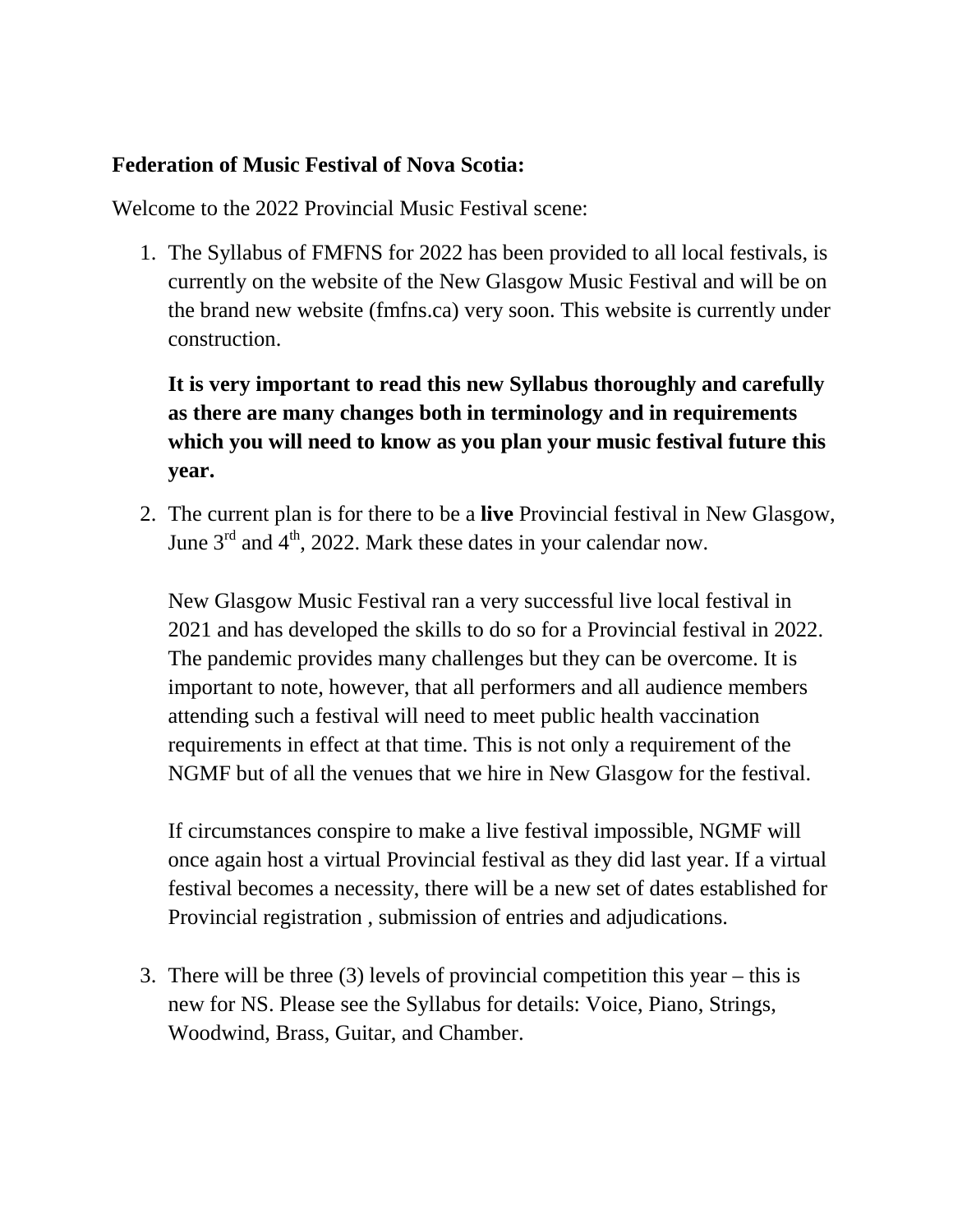**Federation of Music Festival of Nova Scotia:**

Welcome to the 2022 Provincial Music Festival scene:

1. The Syllabus of FMFNS for 2022 has been provided to all local festivals, is currently on the website of the New Glasgow Music Festival and will be on the brand new website (fmfns.ca) very soon. This website is currently under construction.

   **It is very important to read this new Syllabus thoroughly and carefully as there are many changes both in terminology and in requirements which you will need to know as you plan your music festival future this year.**

2. The current plan is for there to be a **live** Provincial festival in New Glasgow, June 3rd and 4th, 2022. Mark these dates in your calendar now.

   New Glasgow Music Festival ran a very successful live local festival in 2021 and has developed the skills to do so for a Provincial festival in 2022. The pandemic provides many challenges but they can be overcome. It is important to note, however, that all performers and all audience members attending such a festival will need to meet public health vaccination requirements in effect at that time. This is not only a requirement of the NGMF but of all the venues that we hire in New Glasgow for the festival.

   If circumstances conspire to make a live festival impossible, NGMF will once again host a virtual Provincial festival as they did last year. If a virtual festival becomes a necessity, there will be a new set of dates established for Provincial registration , submission of entries and adjudications.

3. There will be three (3) levels of provincial competition this year – this is new for NS. Please see the Syllabus for details: Voice, Piano, Strings, Woodwind, Brass, Guitar, and Chamber.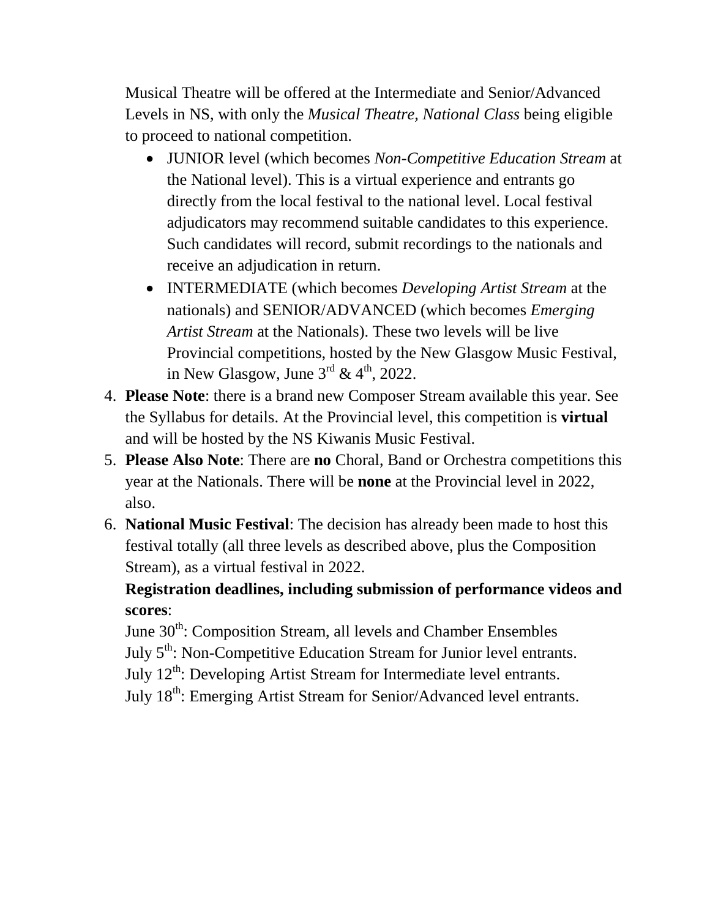Musical Theatre will be offered at the Intermediate and Senior/Advanced Levels in NS, with only the *Musical Theatre, National Class* being eligible to proceed to national competition.

- JUNIOR level (which becomes *Non-Competitive Education Stream* at the National level). This is a virtual experience and entrants go directly from the local festival to the national level. Local festival adjudicators may recommend suitable candidates to this experience. Such candidates will record, submit recordings to the nationals and receive an adjudication in return.
- INTERMEDIATE (which becomes *Developing Artist Stream* at the nationals) and SENIOR/ADVANCED (which becomes *Emerging Artist Stream* at the Nationals). These two levels will be live Provincial competitions, hosted by the New Glasgow Music Festival, in New Glasgow, June 3rd & 4th, 2022.

4. **Please Note**: there is a brand new Composer Stream available this year. See the Syllabus for details. At the Provincial level, this competition is **virtual** and will be hosted by the NS Kiwanis Music Festival.
5. **Please Also Note**: There are **no** Choral, Band or Orchestra competitions this year at the Nationals. There will be **none** at the Provincial level in 2022, also.
6. **National Music Festival**: The decision has already been made to host this festival totally (all three levels as described above, plus the Composition Stream), as a virtual festival in 2022.

   **Registration deadlines, including submission of performance videos and scores**:

   June 30th: Composition Stream, all levels and Chamber Ensembles
   July 5th: Non-Competitive Education Stream for Junior level entrants.
   July 12th: Developing Artist Stream for Intermediate level entrants.
   July 18th: Emerging Artist Stream for Senior/Advanced level entrants.